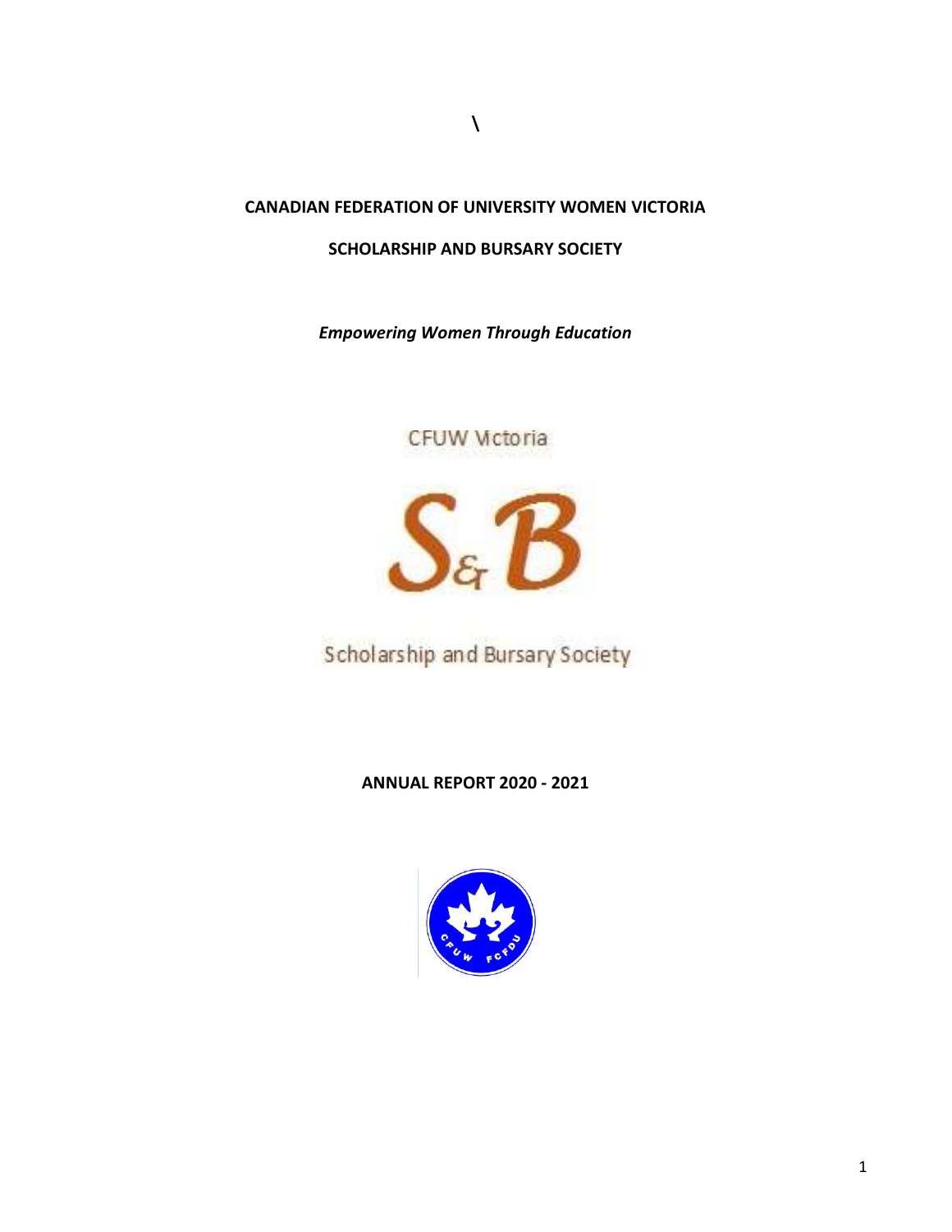\

**CANADIAN FEDERATION OF UNIVERSITY WOMEN VICTORIA**

**SCHOLARSHIP AND BURSARY SOCIETY**

***Empowering Women Through Education***

CFUW Victoria

S&B

Scholarship and Bursary Society

**ANNUAL REPORT 2020 - 2021**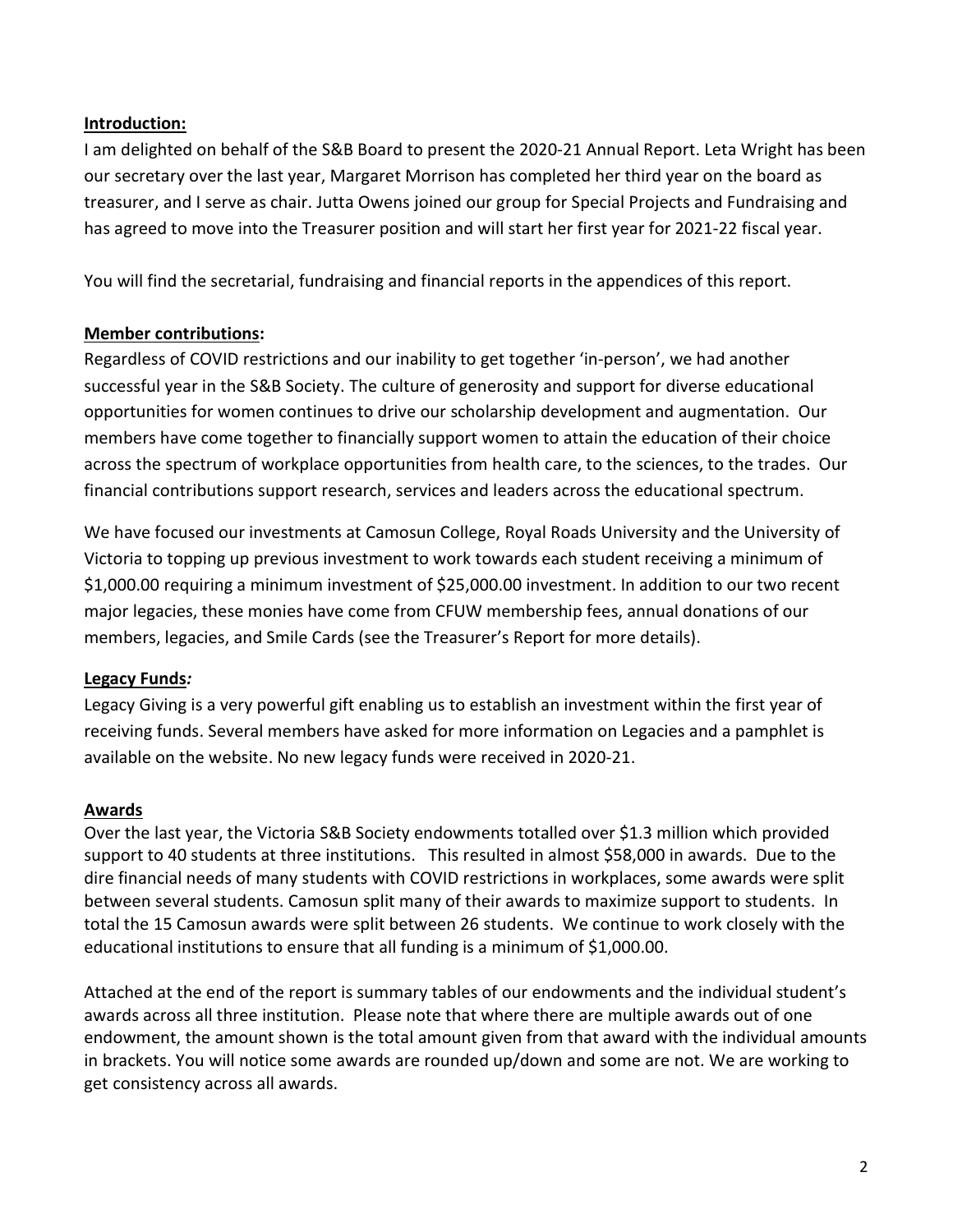**Introduction:**

I am delighted on behalf of the S&B Board to present the 2020-21 Annual Report. Leta Wright has been our secretary over the last year, Margaret Morrison has completed her third year on the board as treasurer, and I serve as chair. Jutta Owens joined our group for Special Projects and Fundraising and has agreed to move into the Treasurer position and will start her first year for 2021-22 fiscal year.

You will find the secretarial, fundraising and financial reports in the appendices of this report.

**Member contributions:**

Regardless of COVID restrictions and our inability to get together 'in-person', we had another successful year in the S&B Society. The culture of generosity and support for diverse educational opportunities for women continues to drive our scholarship development and augmentation. Our members have come together to financially support women to attain the education of their choice across the spectrum of workplace opportunities from health care, to the sciences, to the trades. Our financial contributions support research, services and leaders across the educational spectrum.

We have focused our investments at Camosun College, Royal Roads University and the University of Victoria to topping up previous investment to work towards each student receiving a minimum of \$1,000.00 requiring a minimum investment of \$25,000.00 investment. In addition to our two recent major legacies, these monies have come from CFUW membership fees, annual donations of our members, legacies, and Smile Cards (see the Treasurer's Report for more details).

**Legacy Funds*:***

Legacy Giving is a very powerful gift enabling us to establish an investment within the first year of receiving funds. Several members have asked for more information on Legacies and a pamphlet is available on the website. No new legacy funds were received in 2020-21.

**Awards**

Over the last year, the Victoria S&B Society endowments totalled over \$1.3 million which provided support to 40 students at three institutions. This resulted in almost \$58,000 in awards. Due to the dire financial needs of many students with COVID restrictions in workplaces, some awards were split between several students. Camosun split many of their awards to maximize support to students. In total the 15 Camosun awards were split between 26 students. We continue to work closely with the educational institutions to ensure that all funding is a minimum of \$1,000.00.

Attached at the end of the report is summary tables of our endowments and the individual student's awards across all three institution. Please note that where there are multiple awards out of one endowment, the amount shown is the total amount given from that award with the individual amounts in brackets. You will notice some awards are rounded up/down and some are not. We are working to get consistency across all awards.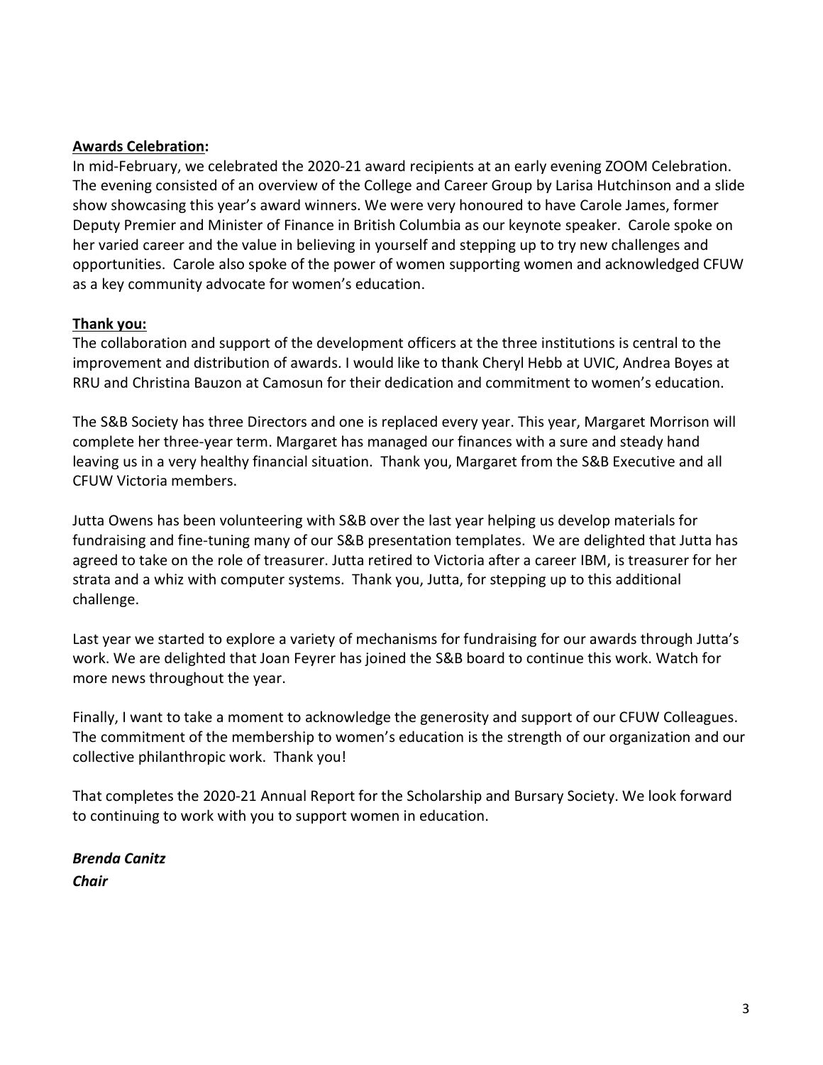**Awards Celebration:**

In mid-February, we celebrated the 2020-21 award recipients at an early evening ZOOM Celebration. The evening consisted of an overview of the College and Career Group by Larisa Hutchinson and a slide show showcasing this year's award winners. We were very honoured to have Carole James, former Deputy Premier and Minister of Finance in British Columbia as our keynote speaker. Carole spoke on her varied career and the value in believing in yourself and stepping up to try new challenges and opportunities. Carole also spoke of the power of women supporting women and acknowledged CFUW as a key community advocate for women's education.

**Thank you:**

The collaboration and support of the development officers at the three institutions is central to the improvement and distribution of awards. I would like to thank Cheryl Hebb at UVIC, Andrea Boyes at RRU and Christina Bauzon at Camosun for their dedication and commitment to women's education.

The S&B Society has three Directors and one is replaced every year. This year, Margaret Morrison will complete her three-year term. Margaret has managed our finances with a sure and steady hand leaving us in a very healthy financial situation. Thank you, Margaret from the S&B Executive and all CFUW Victoria members.

Jutta Owens has been volunteering with S&B over the last year helping us develop materials for fundraising and fine-tuning many of our S&B presentation templates. We are delighted that Jutta has agreed to take on the role of treasurer. Jutta retired to Victoria after a career IBM, is treasurer for her strata and a whiz with computer systems. Thank you, Jutta, for stepping up to this additional challenge.

Last year we started to explore a variety of mechanisms for fundraising for our awards through Jutta's work. We are delighted that Joan Feyrer has joined the S&B board to continue this work. Watch for more news throughout the year.

Finally, I want to take a moment to acknowledge the generosity and support of our CFUW Colleagues. The commitment of the membership to women's education is the strength of our organization and our collective philanthropic work. Thank you!

That completes the 2020-21 Annual Report for the Scholarship and Bursary Society. We look forward to continuing to work with you to support women in education.

***Brenda Canitz***
***Chair***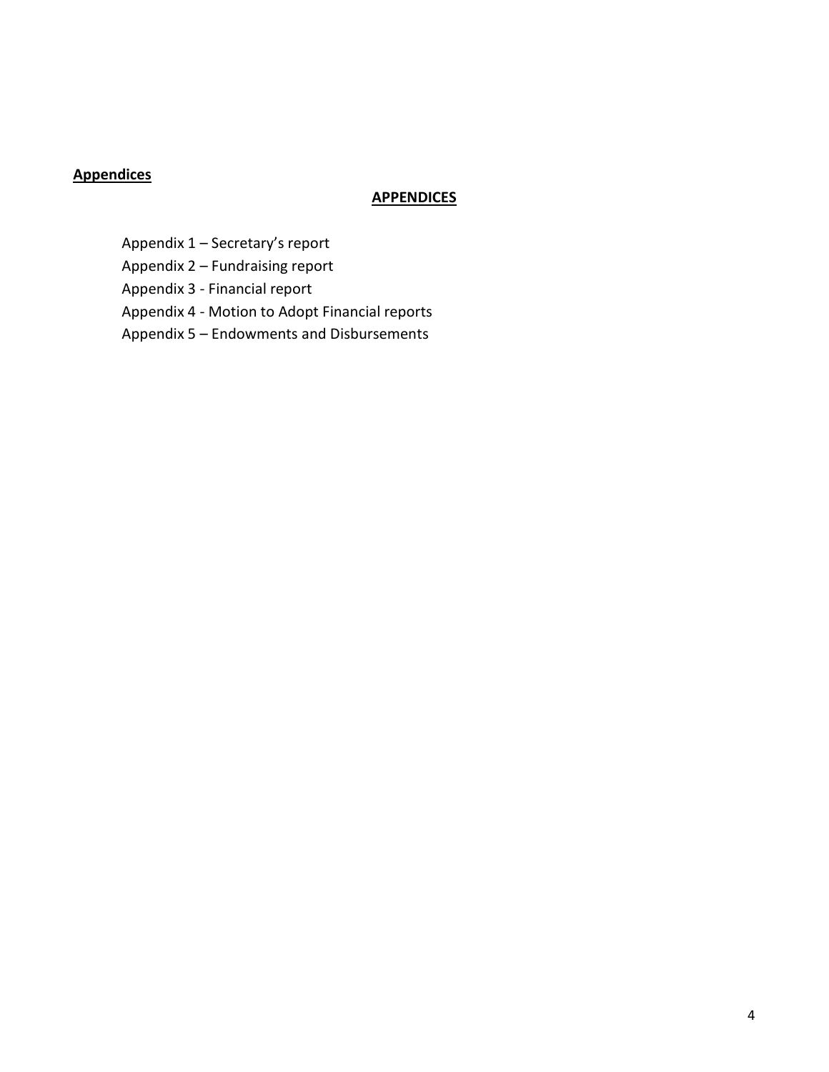**Appendices**

## APPENDICES

Appendix 1 – Secretary's report

Appendix 2 – Fundraising report

Appendix 3 - Financial report

Appendix 4 - Motion to Adopt Financial reports

Appendix 5 – Endowments and Disbursements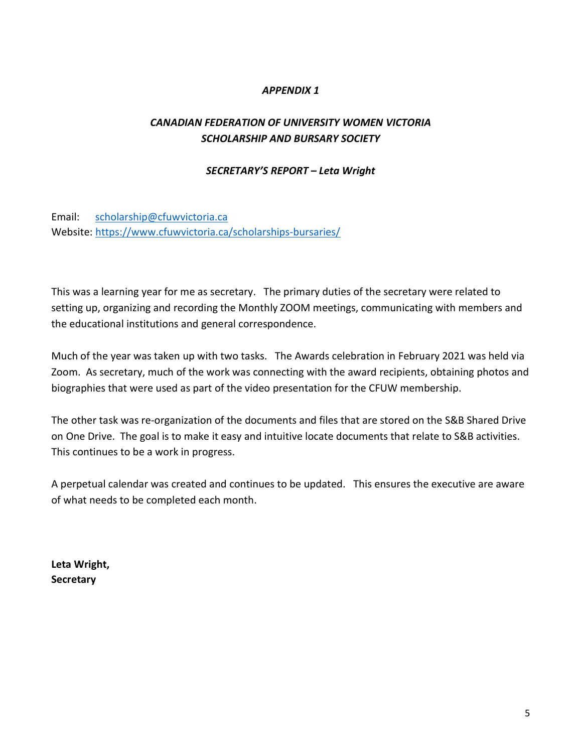*APPENDIX 1*

## *CANADIAN FEDERATION OF UNIVERSITY WOMEN VICTORIA SCHOLARSHIP AND BURSARY SOCIETY*

### *SECRETARY'S REPORT – Leta Wright*

Email: scholarship@cfuwvictoria.ca
Website: https://www.cfuwvictoria.ca/scholarships-bursaries/

This was a learning year for me as secretary. The primary duties of the secretary were related to setting up, organizing and recording the Monthly ZOOM meetings, communicating with members and the educational institutions and general correspondence.

Much of the year was taken up with two tasks. The Awards celebration in February 2021 was held via Zoom. As secretary, much of the work was connecting with the award recipients, obtaining photos and biographies that were used as part of the video presentation for the CFUW membership.

The other task was re-organization of the documents and files that are stored on the S&B Shared Drive on One Drive. The goal is to make it easy and intuitive locate documents that relate to S&B activities. This continues to be a work in progress.

A perpetual calendar was created and continues to be updated. This ensures the executive are aware of what needs to be completed each month.

**Leta Wright,**
**Secretary**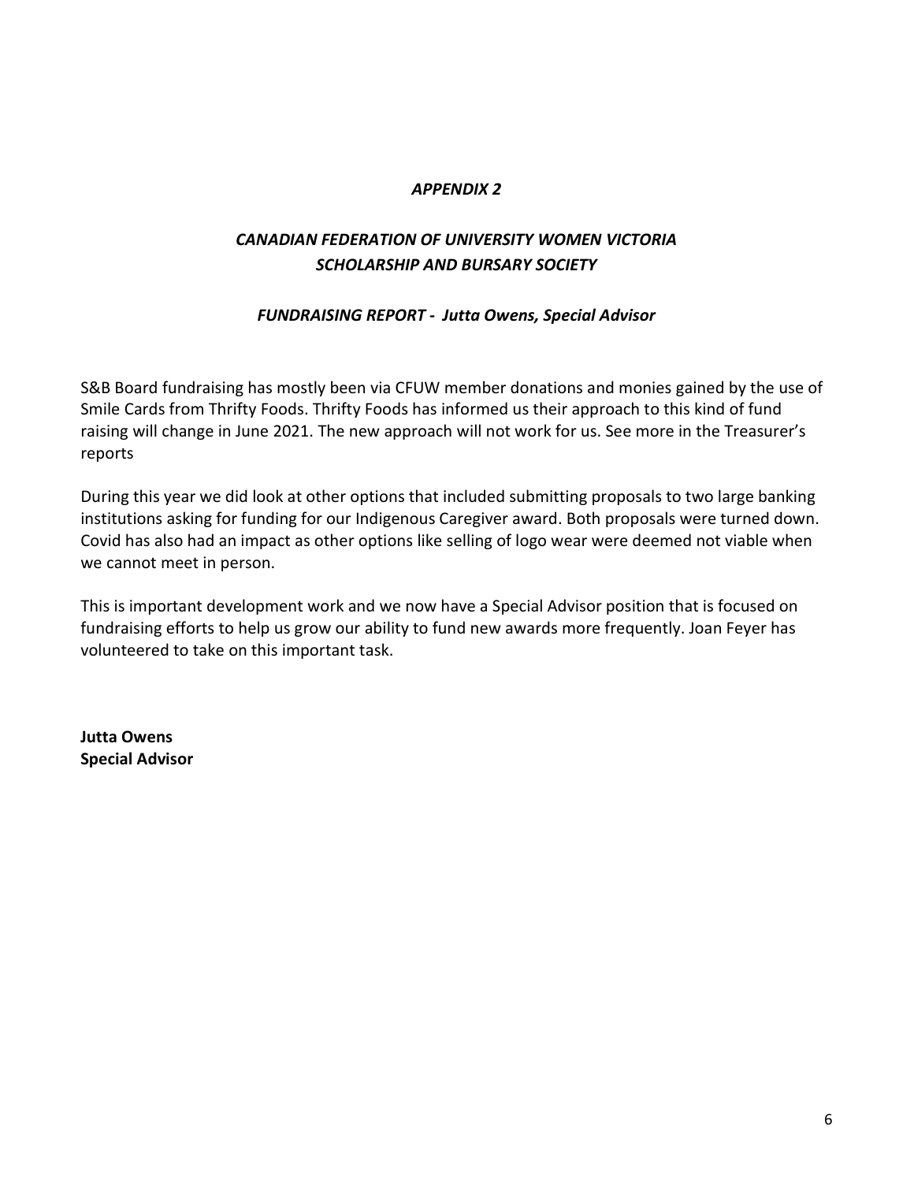*APPENDIX 2*

## *CANADIAN FEDERATION OF UNIVERSITY WOMEN VICTORIA SCHOLARSHIP AND BURSARY SOCIETY*

### *FUNDRAISING REPORT - Jutta Owens, Special Advisor*

S&B Board fundraising has mostly been via CFUW member donations and monies gained by the use of Smile Cards from Thrifty Foods. Thrifty Foods has informed us their approach to this kind of fund raising will change in June 2021. The new approach will not work for us. See more in the Treasurer's reports

During this year we did look at other options that included submitting proposals to two large banking institutions asking for funding for our Indigenous Caregiver award. Both proposals were turned down. Covid has also had an impact as other options like selling of logo wear were deemed not viable when we cannot meet in person.

This is important development work and we now have a Special Advisor position that is focused on fundraising efforts to help us grow our ability to fund new awards more frequently. Joan Feyer has volunteered to take on this important task.

**Jutta Owens**
**Special Advisor**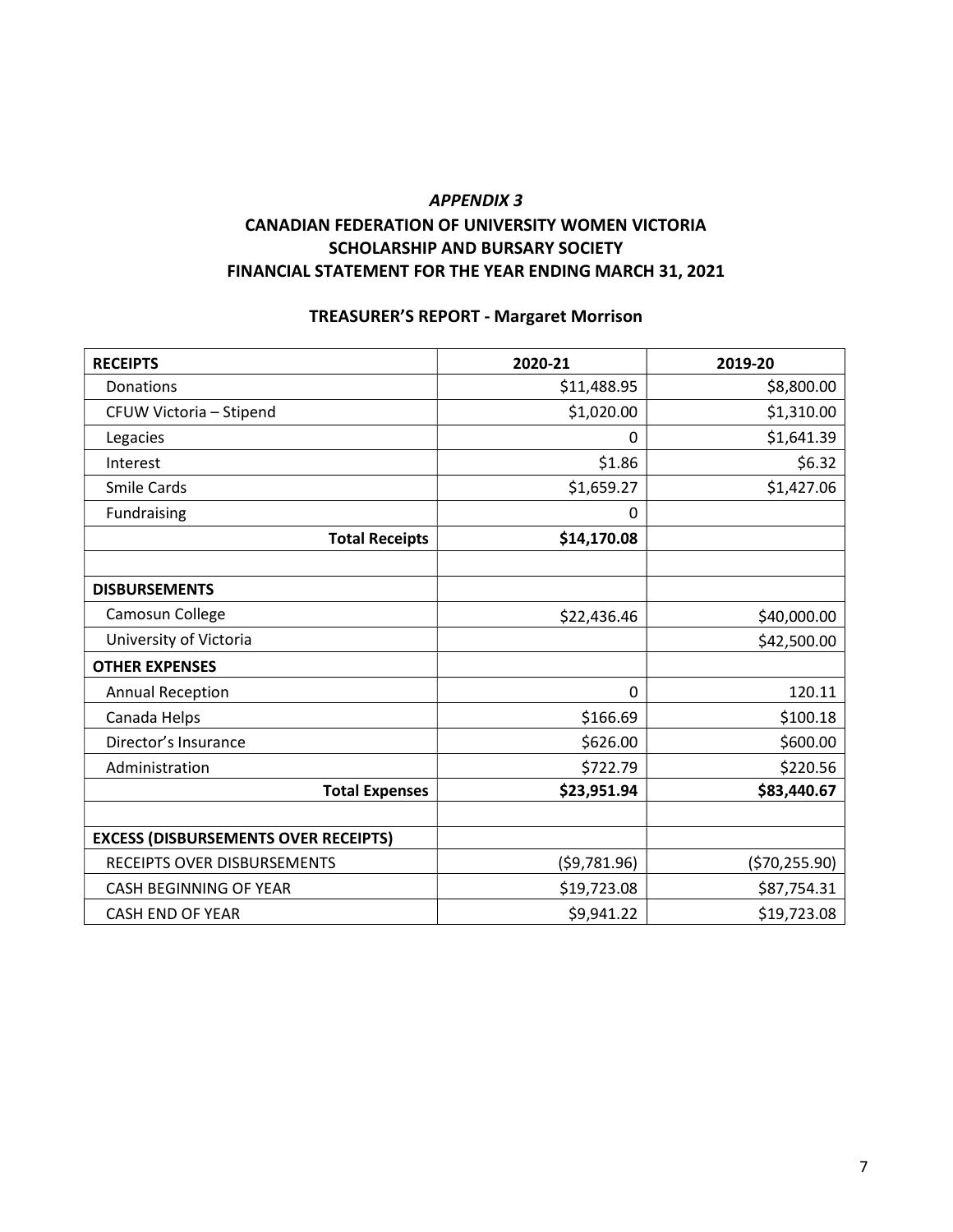## *APPENDIX 3*

## CANADIAN FEDERATION OF UNIVERSITY WOMEN VICTORIA SCHOLARSHIP AND BURSARY SOCIETY FINANCIAL STATEMENT FOR THE YEAR ENDING MARCH 31, 2021

### TREASURER'S REPORT - Margaret Morrison

| **RECEIPTS** | **2020-21** | **2019-20** |
|---|---|---|
| Donations | $11,488.95 | $8,800.00 |
| CFUW Victoria – Stipend | $1,020.00 | $1,310.00 |
| Legacies | 0 | $1,641.39 |
| Interest | $1.86 | $6.32 |
| Smile Cards | $1,659.27 | $1,427.06 |
| Fundraising | 0 | |
| **Total Receipts** | **$14,170.08** | |
| | | |
| **DISBURSEMENTS** | | |
| Camosun College | $22,436.46 | $40,000.00 |
| University of Victoria | | $42,500.00 |
| **OTHER EXPENSES** | | |
| Annual Reception | 0 | 120.11 |
| Canada Helps | $166.69 | $100.18 |
| Director's Insurance | $626.00 | $600.00 |
| Administration | $722.79 | $220.56 |
| **Total Expenses** | **$23,951.94** | **$83,440.67** |
| | | |
| **EXCESS (DISBURSEMENTS OVER RECEIPTS)** | | |
| RECEIPTS OVER DISBURSEMENTS | ($9,781.96) | ($70,255.90) |
| CASH BEGINNING OF YEAR | $19,723.08 | $87,754.31 |
| CASH END OF YEAR | $9,941.22 | $19,723.08 |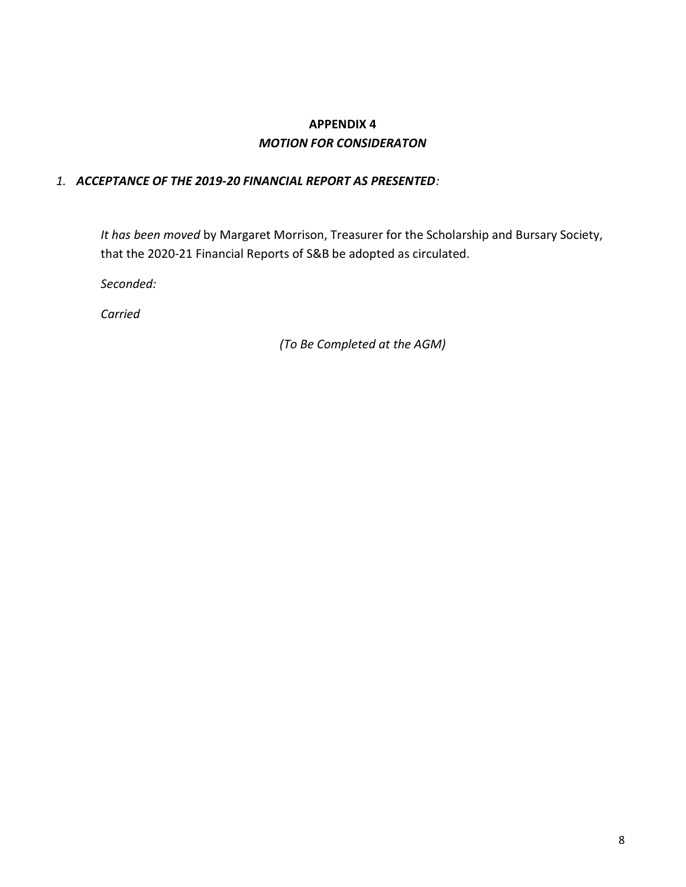**APPENDIX 4**

***MOTION FOR CONSIDERATON***

1. ***ACCEPTANCE OF THE 2019-20 FINANCIAL REPORT AS PRESENTED:***

*It has been moved* by Margaret Morrison, Treasurer for the Scholarship and Bursary Society, that the 2020-21 Financial Reports of S&B be adopted as circulated.

*Seconded:*

*Carried*

*(To Be Completed at the AGM)*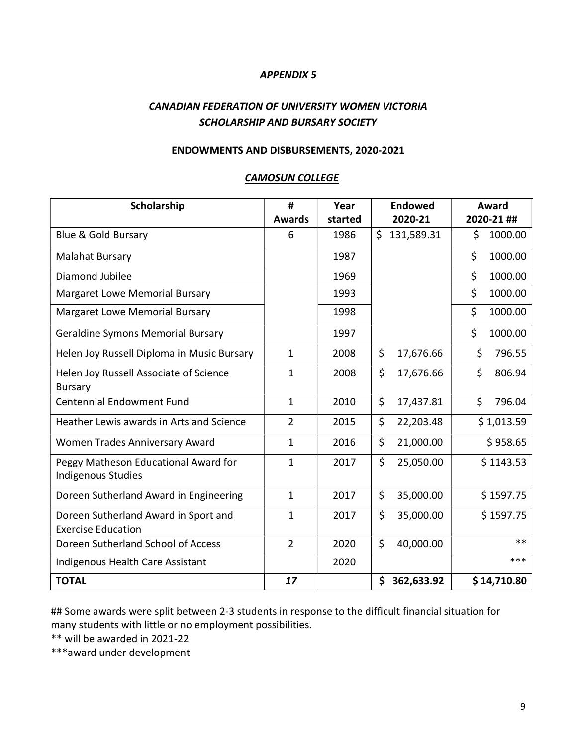*APPENDIX 5*

## *CANADIAN FEDERATION OF UNIVERSITY WOMEN VICTORIA SCHOLARSHIP AND BURSARY SOCIETY*

### ENDOWMENTS AND DISBURSEMENTS, 2020-2021

### *CAMOSUN COLLEGE*

| Scholarship | # Awards | Year started | Endowed 2020-21 | Award 2020-21 ## |
|---|---|---|---|---|
| Blue & Gold Bursary | 6 | 1986 | $ 131,589.31 | $ 1000.00 |
| Malahat Bursary | | 1987 | | $ 1000.00 |
| Diamond Jubilee | | 1969 | | $ 1000.00 |
| Margaret Lowe Memorial Bursary | | 1993 | | $ 1000.00 |
| Margaret Lowe Memorial Bursary | | 1998 | | $ 1000.00 |
| Geraldine Symons Memorial Bursary | | 1997 | | $ 1000.00 |
| Helen Joy Russell Diploma in Music Bursary | 1 | 2008 | $ 17,676.66 | $ 796.55 |
| Helen Joy Russell Associate of Science Bursary | 1 | 2008 | $ 17,676.66 | $ 806.94 |
| Centennial Endowment Fund | 1 | 2010 | $ 17,437.81 | $ 796.04 |
| Heather Lewis awards in Arts and Science | 2 | 2015 | $ 22,203.48 | $ 1,013.59 |
| Women Trades Anniversary Award | 1 | 2016 | $ 21,000.00 | $ 958.65 |
| Peggy Matheson Educational Award for Indigenous Studies | 1 | 2017 | $ 25,050.00 | $ 1143.53 |
| Doreen Sutherland Award in Engineering | 1 | 2017 | $ 35,000.00 | $ 1597.75 |
| Doreen Sutherland Award in Sport and Exercise Education | 1 | 2017 | $ 35,000.00 | $ 1597.75 |
| Doreen Sutherland School of Access | 2 | 2020 | $ 40,000.00 | ** |
| Indigenous Health Care Assistant | | 2020 | | *** |
| **TOTAL** | ***17*** | | **$ 362,633.92** | **$ 14,710.80** |

## Some awards were split between 2-3 students in response to the difficult financial situation for many students with little or no employment possibilities.

** will be awarded in 2021-22

***award under development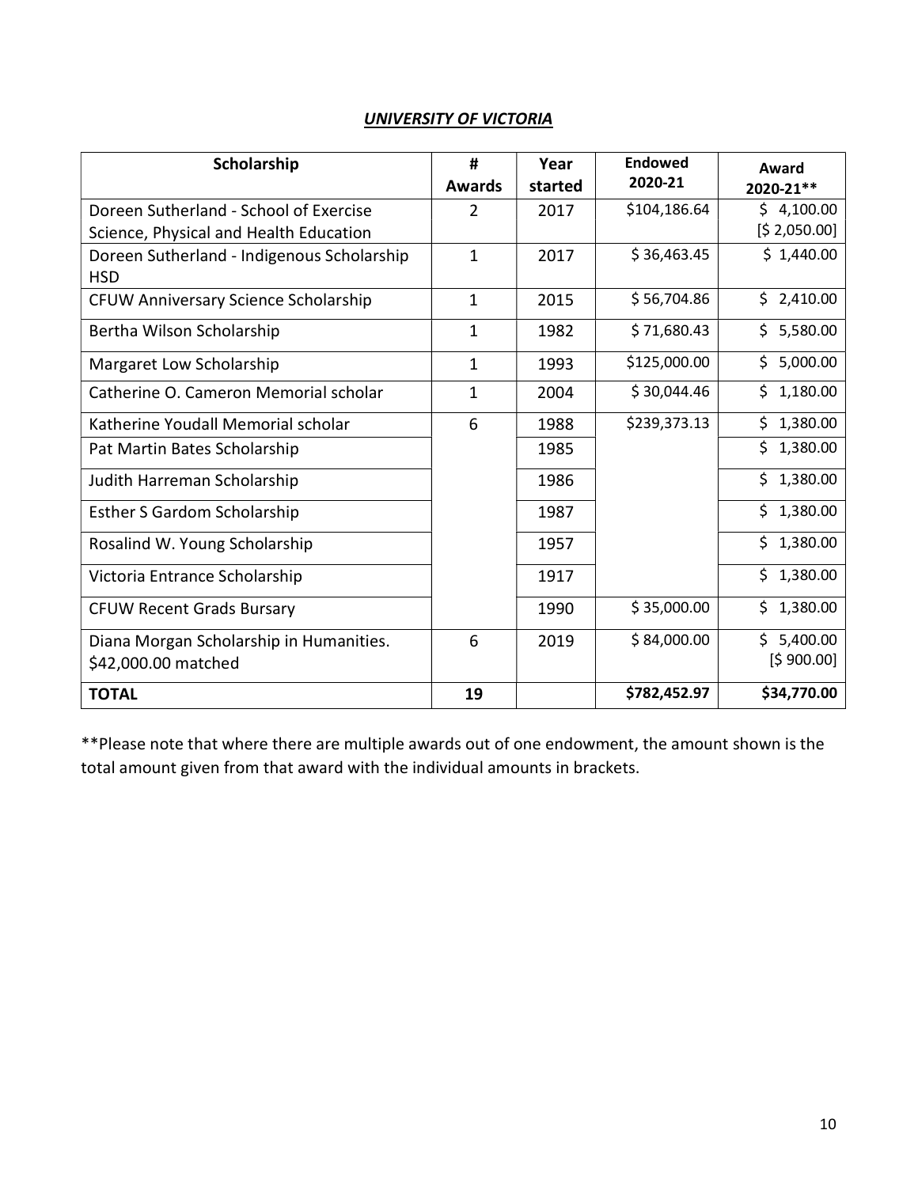**_UNIVERSITY OF VICTORIA_**

| Scholarship | # Awards | Year started | Endowed 2020-21 | Award 2020-21** |
|---|---|---|---|---|
| Doreen Sutherland - School of Exercise Science, Physical and Health Education | 2 | 2017 | $104,186.64 | $ 4,100.00 [$ 2,050.00] |
| Doreen Sutherland - Indigenous Scholarship HSD | 1 | 2017 | $ 36,463.45 | $ 1,440.00 |
| CFUW Anniversary Science Scholarship | 1 | 2015 | $ 56,704.86 | $ 2,410.00 |
| Bertha Wilson Scholarship | 1 | 1982 | $ 71,680.43 | $ 5,580.00 |
| Margaret Low Scholarship | 1 | 1993 | $125,000.00 | $ 5,000.00 |
| Catherine O. Cameron Memorial scholar | 1 | 2004 | $ 30,044.46 | $ 1,180.00 |
| Katherine Youdall Memorial scholar | 6 | 1988 | $239,373.13 | $ 1,380.00 |
| Pat Martin Bates Scholarship | | 1985 | | $ 1,380.00 |
| Judith Harreman Scholarship | | 1986 | | $ 1,380.00 |
| Esther S Gardom Scholarship | | 1987 | | $ 1,380.00 |
| Rosalind W. Young Scholarship | | 1957 | | $ 1,380.00 |
| Victoria Entrance Scholarship | | 1917 | | $ 1,380.00 |
| CFUW Recent Grads Bursary | | 1990 | $ 35,000.00 | $ 1,380.00 |
| Diana Morgan Scholarship in Humanities. $42,000.00 matched | 6 | 2019 | $ 84,000.00 | $ 5,400.00 [$ 900.00] |
| **TOTAL** | **19** | | **$782,452.97** | **$34,770.00** |

**Please note that where there are multiple awards out of one endowment, the amount shown is the total amount given from that award with the individual amounts in brackets.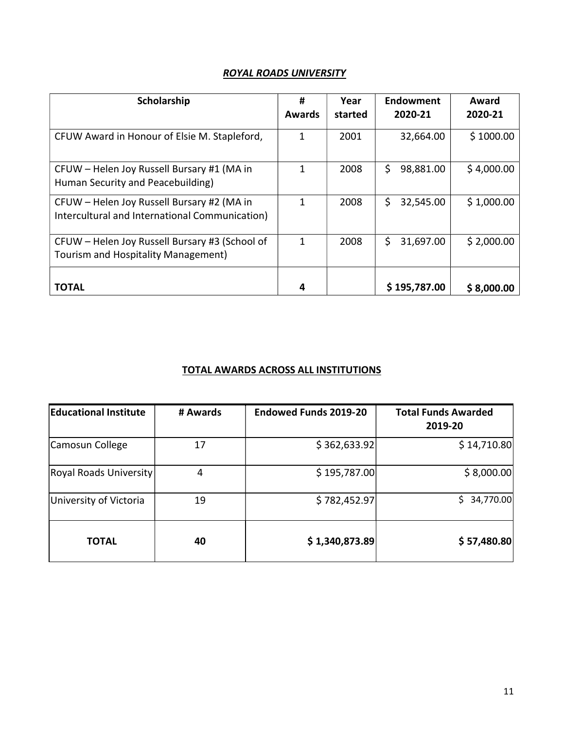## ***ROYAL ROADS UNIVERSITY***

| Scholarship | # Awards | Year started | Endowment 2020-21 | Award 2020-21 |
|---|---|---|---|---|
| CFUW Award in Honour of Elsie M. Stapleford, | 1 | 2001 | 32,664.00 | $ 1000.00 |
| CFUW – Helen Joy Russell Bursary #1 (MA in Human Security and Peacebuilding) | 1 | 2008 | $ 98,881.00 | $ 4,000.00 |
| CFUW – Helen Joy Russell Bursary #2 (MA in Intercultural and International Communication) | 1 | 2008 | $ 32,545.00 | $ 1,000.00 |
| CFUW – Helen Joy Russell Bursary #3 (School of Tourism and Hospitality Management) | 1 | 2008 | $ 31,697.00 | $ 2,000.00 |
| **TOTAL** | **4** | | **$ 195,787.00** | **$ 8,000.00** |

## **TOTAL AWARDS ACROSS ALL INSTITUTIONS**

| Educational Institute | # Awards | Endowed Funds 2019-20 | Total Funds Awarded 2019-20 |
|---|---|---|---|
| Camosun College | 17 | $ 362,633.92 | $ 14,710.80 |
| Royal Roads University | 4 | $ 195,787.00 | $ 8,000.00 |
| University of Victoria | 19 | $ 782,452.97 | $ 34,770.00 |
| **TOTAL** | **40** | **$ 1,340,873.89** | **$ 57,480.80** |